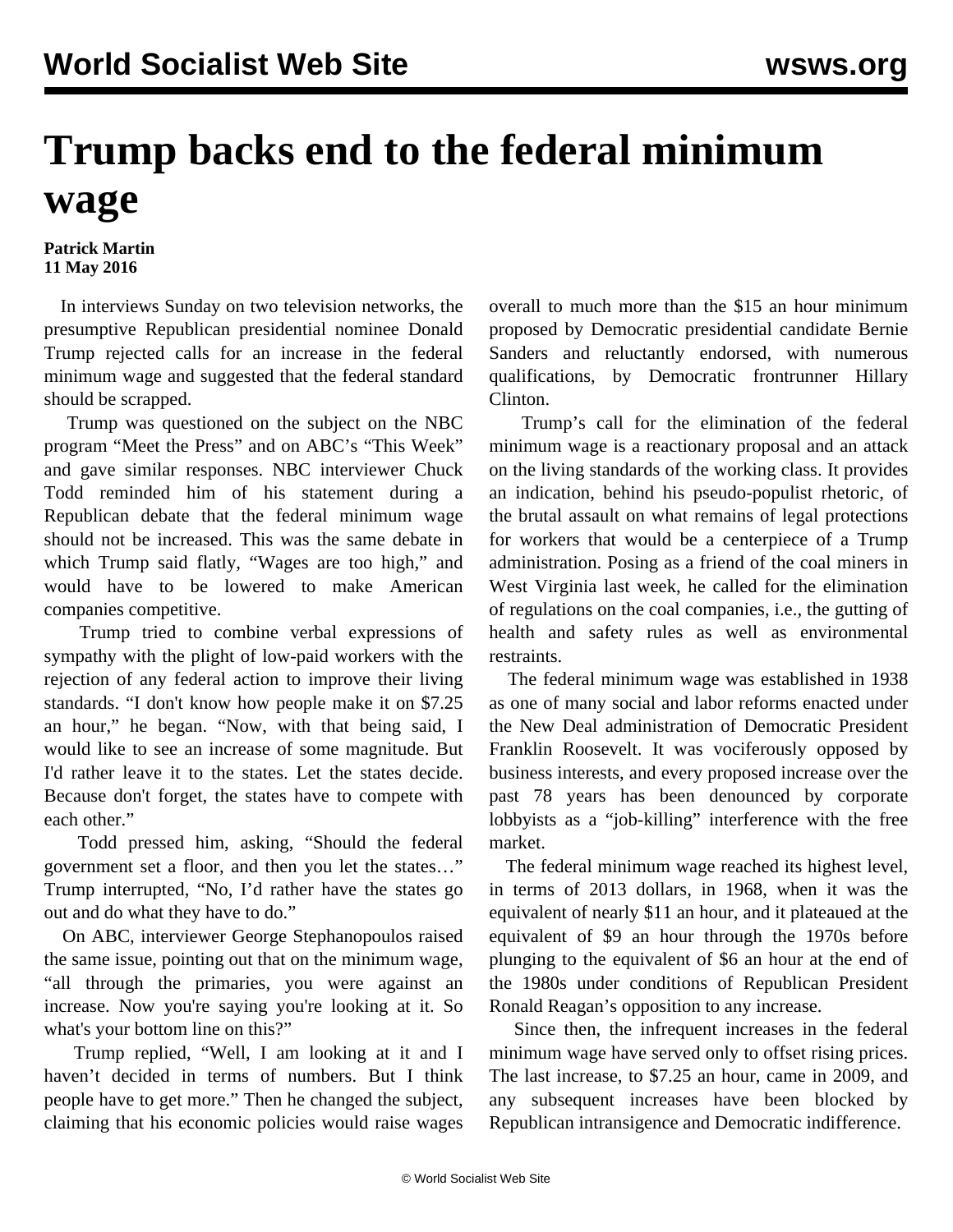# Trump backs end to the federal minimum wage

**Patrick Martin**
**11 May 2016**

In interviews Sunday on two television networks, the presumptive Republican presidential nominee Donald Trump rejected calls for an increase in the federal minimum wage and suggested that the federal standard should be scrapped.

Trump was questioned on the subject on the NBC program "Meet the Press" and on ABC's "This Week" and gave similar responses. NBC interviewer Chuck Todd reminded him of his statement during a Republican debate that the federal minimum wage should not be increased. This was the same debate in which Trump said flatly, "Wages are too high," and would have to be lowered to make American companies competitive.

Trump tried to combine verbal expressions of sympathy with the plight of low-paid workers with the rejection of any federal action to improve their living standards. "I don't know how people make it on $7.25 an hour," he began. "Now, with that being said, I would like to see an increase of some magnitude. But I'd rather leave it to the states. Let the states decide. Because don't forget, the states have to compete with each other."

Todd pressed him, asking, "Should the federal government set a floor, and then you let the states…" Trump interrupted, "No, I'd rather have the states go out and do what they have to do."

On ABC, interviewer George Stephanopoulos raised the same issue, pointing out that on the minimum wage, "all through the primaries, you were against an increase. Now you're saying you're looking at it. So what's your bottom line on this?"

Trump replied, "Well, I am looking at it and I haven't decided in terms of numbers. But I think people have to get more." Then he changed the subject, claiming that his economic policies would raise wages overall to much more than the $15 an hour minimum proposed by Democratic presidential candidate Bernie Sanders and reluctantly endorsed, with numerous qualifications, by Democratic frontrunner Hillary Clinton.

Trump's call for the elimination of the federal minimum wage is a reactionary proposal and an attack on the living standards of the working class. It provides an indication, behind his pseudo-populist rhetoric, of the brutal assault on what remains of legal protections for workers that would be a centerpiece of a Trump administration. Posing as a friend of the coal miners in West Virginia last week, he called for the elimination of regulations on the coal companies, i.e., the gutting of health and safety rules as well as environmental restraints.

The federal minimum wage was established in 1938 as one of many social and labor reforms enacted under the New Deal administration of Democratic President Franklin Roosevelt. It was vociferously opposed by business interests, and every proposed increase over the past 78 years has been denounced by corporate lobbyists as a "job-killing" interference with the free market.

The federal minimum wage reached its highest level, in terms of 2013 dollars, in 1968, when it was the equivalent of nearly $11 an hour, and it plateaued at the equivalent of $9 an hour through the 1970s before plunging to the equivalent of $6 an hour at the end of the 1980s under conditions of Republican President Ronald Reagan's opposition to any increase.

Since then, the infrequent increases in the federal minimum wage have served only to offset rising prices. The last increase, to $7.25 an hour, came in 2009, and any subsequent increases have been blocked by Republican intransigence and Democratic indifference.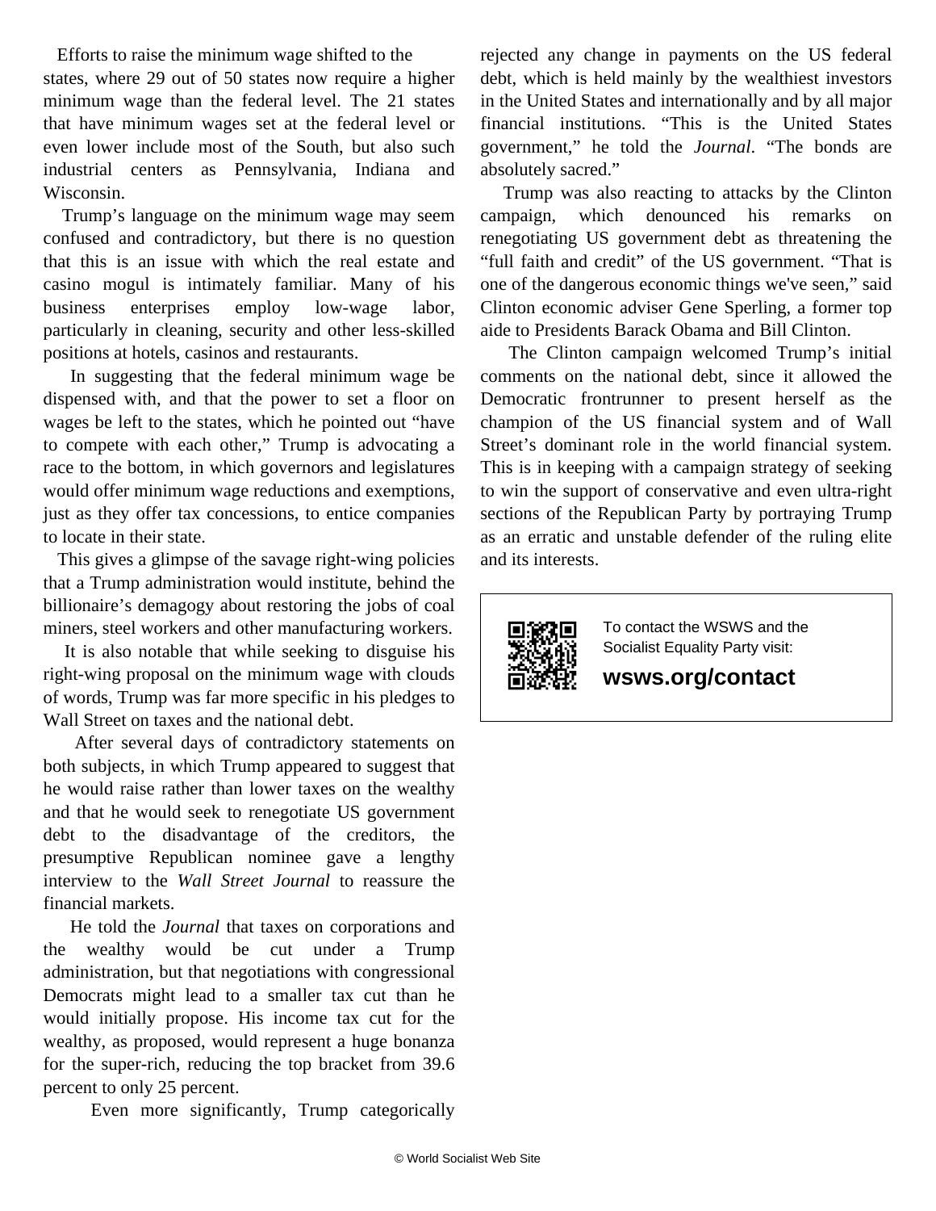Efforts to raise the minimum wage shifted to the states, where 29 out of 50 states now require a higher minimum wage than the federal level. The 21 states that have minimum wages set at the federal level or even lower include most of the South, but also such industrial centers as Pennsylvania, Indiana and Wisconsin.

Trump's language on the minimum wage may seem confused and contradictory, but there is no question that this is an issue with which the real estate and casino mogul is intimately familiar. Many of his business enterprises employ low-wage labor, particularly in cleaning, security and other less-skilled positions at hotels, casinos and restaurants.

In suggesting that the federal minimum wage be dispensed with, and that the power to set a floor on wages be left to the states, which he pointed out "have to compete with each other," Trump is advocating a race to the bottom, in which governors and legislatures would offer minimum wage reductions and exemptions, just as they offer tax concessions, to entice companies to locate in their state.

This gives a glimpse of the savage right-wing policies that a Trump administration would institute, behind the billionaire's demagogy about restoring the jobs of coal miners, steel workers and other manufacturing workers.

It is also notable that while seeking to disguise his right-wing proposal on the minimum wage with clouds of words, Trump was far more specific in his pledges to Wall Street on taxes and the national debt.

After several days of contradictory statements on both subjects, in which Trump appeared to suggest that he would raise rather than lower taxes on the wealthy and that he would seek to renegotiate US government debt to the disadvantage of the creditors, the presumptive Republican nominee gave a lengthy interview to the *Wall Street Journal* to reassure the financial markets.

He told the *Journal* that taxes on corporations and the wealthy would be cut under a Trump administration, but that negotiations with congressional Democrats might lead to a smaller tax cut than he would initially propose. His income tax cut for the wealthy, as proposed, would represent a huge bonanza for the super-rich, reducing the top bracket from 39.6 percent to only 25 percent.

Even more significantly, Trump categorically rejected any change in payments on the US federal debt, which is held mainly by the wealthiest investors in the United States and internationally and by all major financial institutions. "This is the United States government," he told the *Journal*. "The bonds are absolutely sacred."

Trump was also reacting to attacks by the Clinton campaign, which denounced his remarks on renegotiating US government debt as threatening the "full faith and credit" of the US government. "That is one of the dangerous economic things we've seen," said Clinton economic adviser Gene Sperling, a former top aide to Presidents Barack Obama and Bill Clinton.

The Clinton campaign welcomed Trump's initial comments on the national debt, since it allowed the Democratic frontrunner to present herself as the champion of the US financial system and of Wall Street's dominant role in the world financial system. This is in keeping with a campaign strategy of seeking to win the support of conservative and even ultra-right sections of the Republican Party by portraying Trump as an erratic and unstable defender of the ruling elite and its interests.

To contact the WSWS and the Socialist Equality Party visit:

**wsws.org/contact**